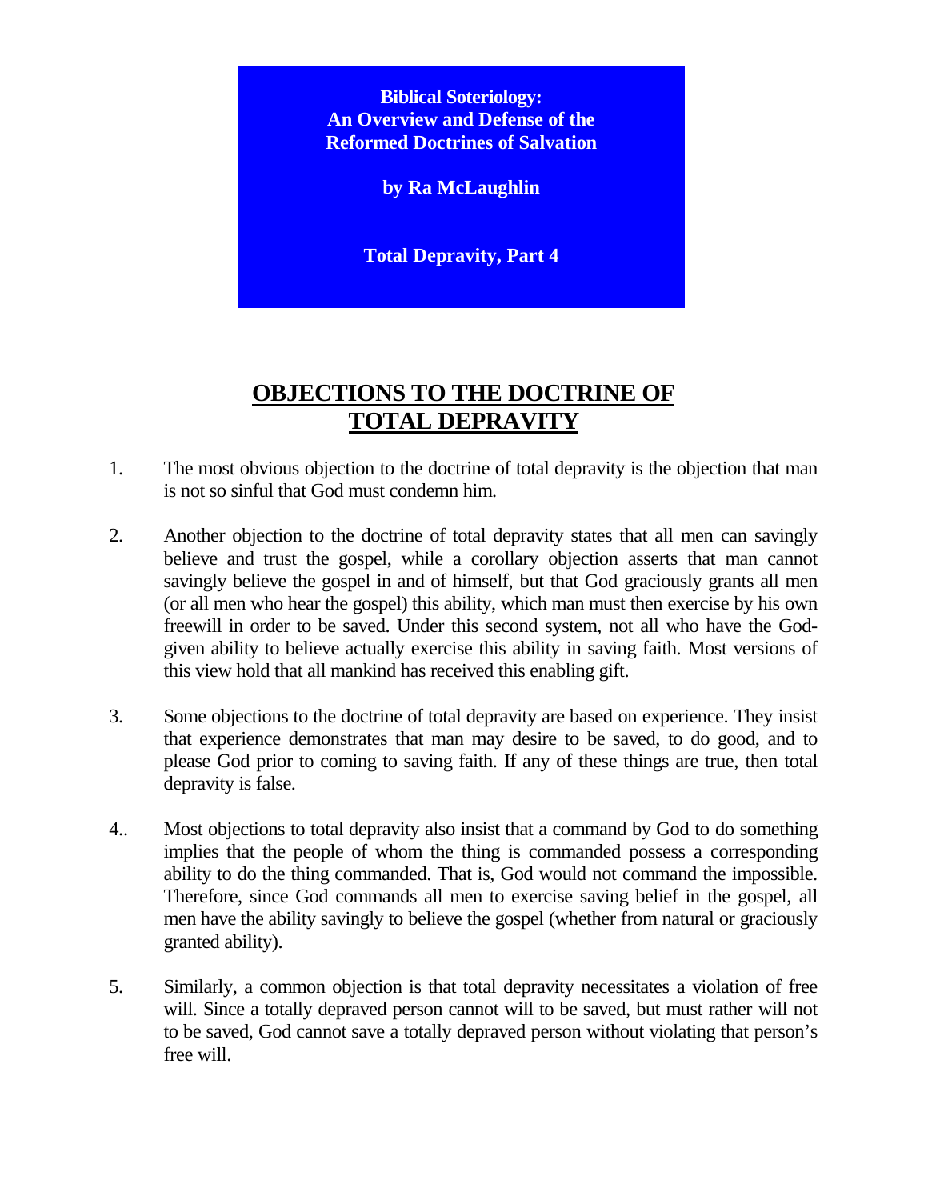**Biblical Soteriology:**
**An Overview and Defense of the Reformed Doctrines of Salvation**

**by Ra McLaughlin**

**Total Depravity, Part 4**

# OBJECTIONS TO THE DOCTRINE OF TOTAL DEPRAVITY

1. The most obvious objection to the doctrine of total depravity is the objection that man is not so sinful that God must condemn him.

2. Another objection to the doctrine of total depravity states that all men can savingly believe and trust the gospel, while a corollary objection asserts that man cannot savingly believe the gospel in and of himself, but that God graciously grants all men (or all men who hear the gospel) this ability, which man must then exercise by his own freewill in order to be saved. Under this second system, not all who have the God-given ability to believe actually exercise this ability in saving faith. Most versions of this view hold that all mankind has received this enabling gift.

3. Some objections to the doctrine of total depravity are based on experience. They insist that experience demonstrates that man may desire to be saved, to do good, and to please God prior to coming to saving faith. If any of these things are true, then total depravity is false.

4.. Most objections to total depravity also insist that a command by God to do something implies that the people of whom the thing is commanded possess a corresponding ability to do the thing commanded. That is, God would not command the impossible. Therefore, since God commands all men to exercise saving belief in the gospel, all men have the ability savingly to believe the gospel (whether from natural or graciously granted ability).

5. Similarly, a common objection is that total depravity necessitates a violation of free will. Since a totally depraved person cannot will to be saved, but must rather will not to be saved, God cannot save a totally depraved person without violating that person's free will.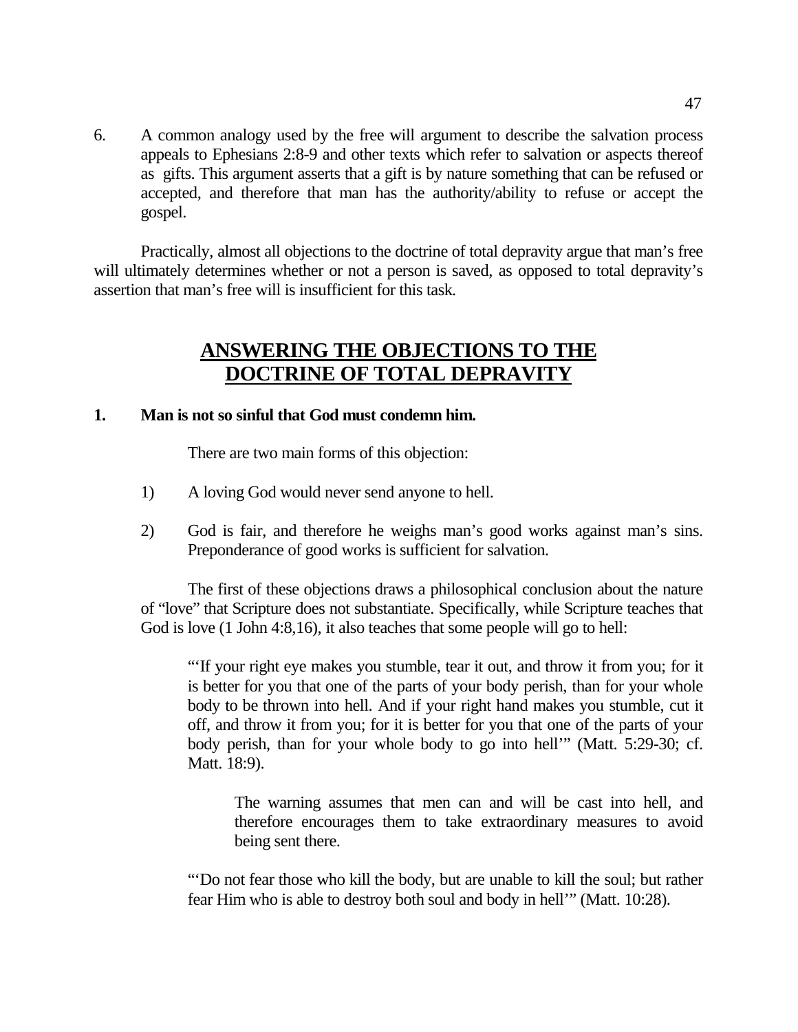6. A common analogy used by the free will argument to describe the salvation process appeals to Ephesians 2:8-9 and other texts which refer to salvation or aspects thereof as gifts. This argument asserts that a gift is by nature something that can be refused or accepted, and therefore that man has the authority/ability to refuse or accept the gospel.

Practically, almost all objections to the doctrine of total depravity argue that man's free will ultimately determines whether or not a person is saved, as opposed to total depravity's assertion that man's free will is insufficient for this task.

## ANSWERING THE OBJECTIONS TO THE DOCTRINE OF TOTAL DEPRAVITY

### 1. Man is not so sinful that God must condemn him.

There are two main forms of this objection:

1) A loving God would never send anyone to hell.

2) God is fair, and therefore he weighs man's good works against man's sins. Preponderance of good works is sufficient for salvation.

The first of these objections draws a philosophical conclusion about the nature of "love" that Scripture does not substantiate. Specifically, while Scripture teaches that God is love (1 John 4:8,16), it also teaches that some people will go to hell:

> "'If your right eye makes you stumble, tear it out, and throw it from you; for it is better for you that one of the parts of your body perish, than for your whole body to be thrown into hell. And if your right hand makes you stumble, cut it off, and throw it from you; for it is better for you that one of the parts of your body perish, than for your whole body to go into hell'" (Matt. 5:29-30; cf. Matt. 18:9).
>
> > The warning assumes that men can and will be cast into hell, and therefore encourages them to take extraordinary measures to avoid being sent there.
>
> "'Do not fear those who kill the body, but are unable to kill the soul; but rather fear Him who is able to destroy both soul and body in hell'" (Matt. 10:28).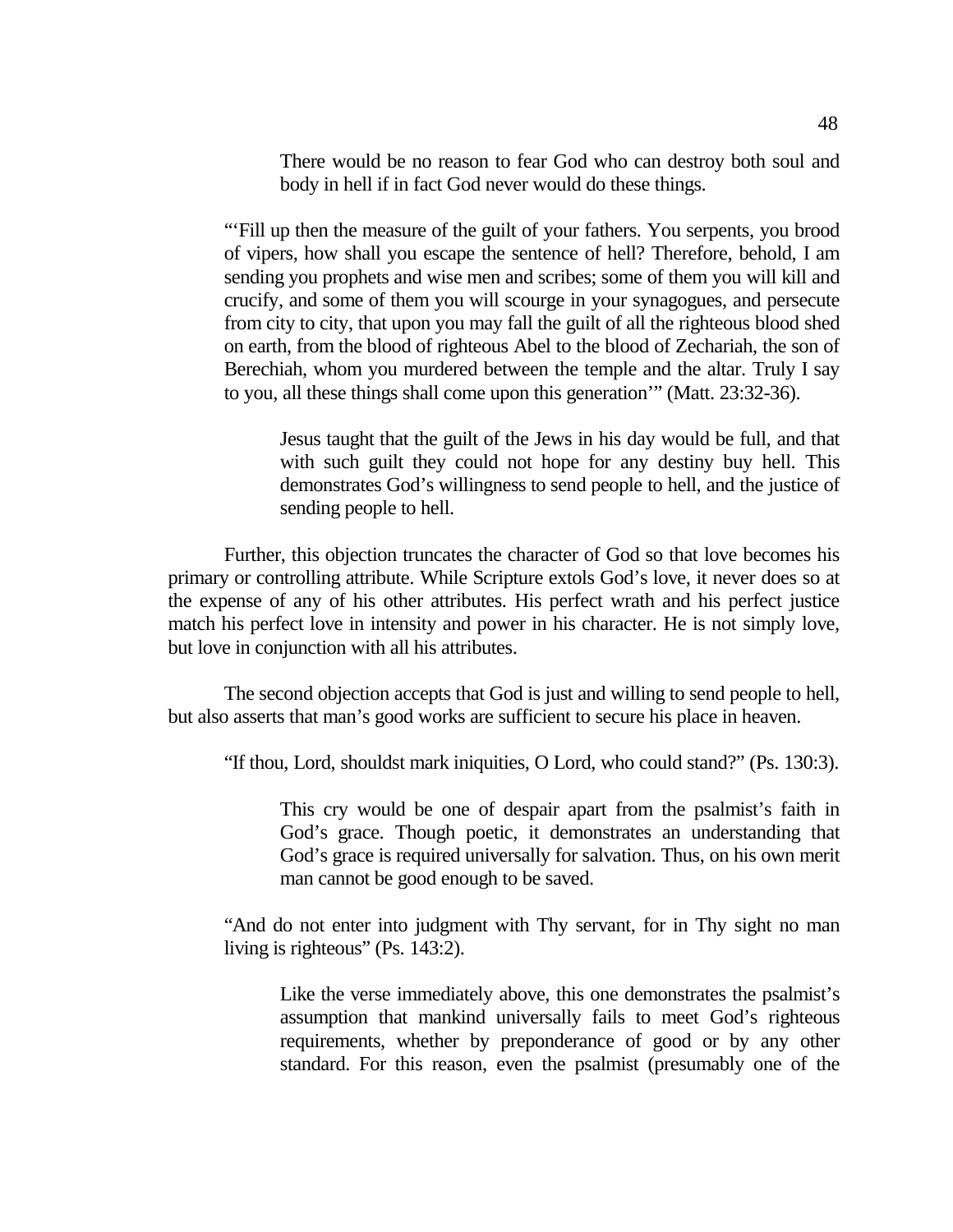> There would be no reason to fear God who can destroy both soul and body in hell if in fact God never would do these things.

"'Fill up then the measure of the guilt of your fathers. You serpents, you brood of vipers, how shall you escape the sentence of hell? Therefore, behold, I am sending you prophets and wise men and scribes; some of them you will kill and crucify, and some of them you will scourge in your synagogues, and persecute from city to city, that upon you may fall the guilt of all the righteous blood shed on earth, from the blood of righteous Abel to the blood of Zechariah, the son of Berechiah, whom you murdered between the temple and the altar. Truly I say to you, all these things shall come upon this generation'" (Matt. 23:32-36).

> Jesus taught that the guilt of the Jews in his day would be full, and that with such guilt they could not hope for any destiny buy hell. This demonstrates God's willingness to send people to hell, and the justice of sending people to hell.

Further, this objection truncates the character of God so that love becomes his primary or controlling attribute. While Scripture extols God's love, it never does so at the expense of any of his other attributes. His perfect wrath and his perfect justice match his perfect love in intensity and power in his character. He is not simply love, but love in conjunction with all his attributes.

The second objection accepts that God is just and willing to send people to hell, but also asserts that man's good works are sufficient to secure his place in heaven.

"If thou, Lord, shouldst mark iniquities, O Lord, who could stand?" (Ps. 130:3).

> This cry would be one of despair apart from the psalmist's faith in God's grace. Though poetic, it demonstrates an understanding that God's grace is required universally for salvation. Thus, on his own merit man cannot be good enough to be saved.

"And do not enter into judgment with Thy servant, for in Thy sight no man living is righteous" (Ps. 143:2).

> Like the verse immediately above, this one demonstrates the psalmist's assumption that mankind universally fails to meet God's righteous requirements, whether by preponderance of good or by any other standard. For this reason, even the psalmist (presumably one of the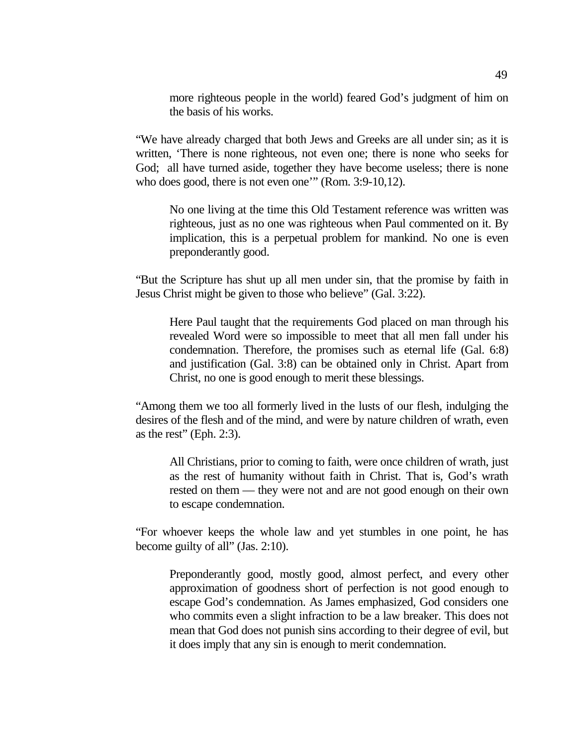more righteous people in the world) feared God's judgment of him on the basis of his works.

"We have already charged that both Jews and Greeks are all under sin; as it is written, 'There is none righteous, not even one; there is none who seeks for God; all have turned aside, together they have become useless; there is none who does good, there is not even one'" (Rom. 3:9-10,12).

> No one living at the time this Old Testament reference was written was righteous, just as no one was righteous when Paul commented on it. By implication, this is a perpetual problem for mankind. No one is even preponderantly good.

"But the Scripture has shut up all men under sin, that the promise by faith in Jesus Christ might be given to those who believe" (Gal. 3:22).

> Here Paul taught that the requirements God placed on man through his revealed Word were so impossible to meet that all men fall under his condemnation. Therefore, the promises such as eternal life (Gal. 6:8) and justification (Gal. 3:8) can be obtained only in Christ. Apart from Christ, no one is good enough to merit these blessings.

"Among them we too all formerly lived in the lusts of our flesh, indulging the desires of the flesh and of the mind, and were by nature children of wrath, even as the rest" (Eph. 2:3).

> All Christians, prior to coming to faith, were once children of wrath, just as the rest of humanity without faith in Christ. That is, God's wrath rested on them — they were not and are not good enough on their own to escape condemnation.

"For whoever keeps the whole law and yet stumbles in one point, he has become guilty of all" (Jas. 2:10).

> Preponderantly good, mostly good, almost perfect, and every other approximation of goodness short of perfection is not good enough to escape God's condemnation. As James emphasized, God considers one who commits even a slight infraction to be a law breaker. This does not mean that God does not punish sins according to their degree of evil, but it does imply that any sin is enough to merit condemnation.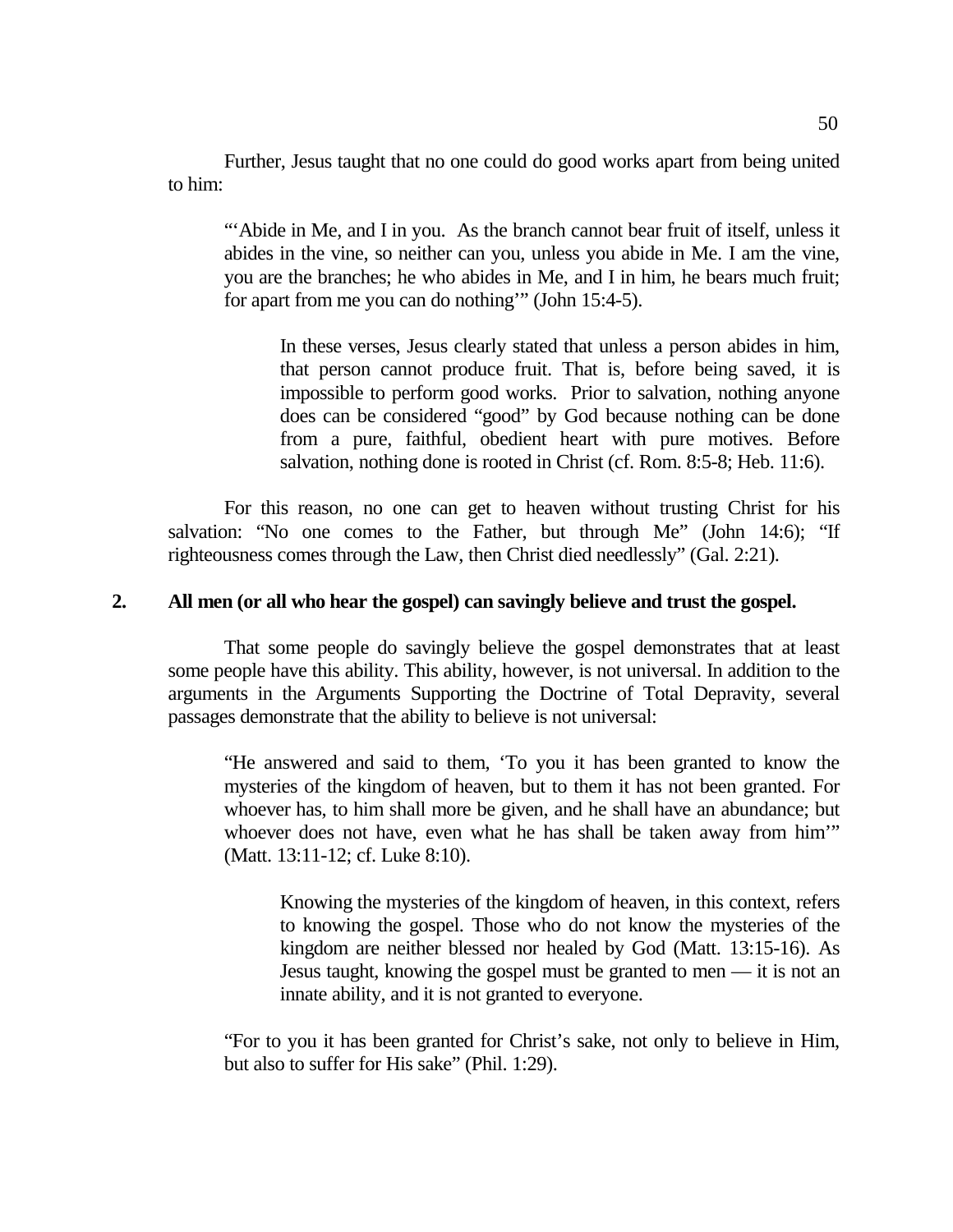Further, Jesus taught that no one could do good works apart from being united to him:

> "'Abide in Me, and I in you. As the branch cannot bear fruit of itself, unless it abides in the vine, so neither can you, unless you abide in Me. I am the vine, you are the branches; he who abides in Me, and I in him, he bears much fruit; for apart from me you can do nothing'" (John 15:4-5).
>
> > In these verses, Jesus clearly stated that unless a person abides in him, that person cannot produce fruit. That is, before being saved, it is impossible to perform good works. Prior to salvation, nothing anyone does can be considered "good" by God because nothing can be done from a pure, faithful, obedient heart with pure motives. Before salvation, nothing done is rooted in Christ (cf. Rom. 8:5-8; Heb. 11:6).

For this reason, no one can get to heaven without trusting Christ for his salvation: "No one comes to the Father, but through Me" (John 14:6); "If righteousness comes through the Law, then Christ died needlessly" (Gal. 2:21).

**2. All men (or all who hear the gospel) can savingly believe and trust the gospel.**

That some people do savingly believe the gospel demonstrates that at least some people have this ability. This ability, however, is not universal. In addition to the arguments in the Arguments Supporting the Doctrine of Total Depravity, several passages demonstrate that the ability to believe is not universal:

> "He answered and said to them, 'To you it has been granted to know the mysteries of the kingdom of heaven, but to them it has not been granted. For whoever has, to him shall more be given, and he shall have an abundance; but whoever does not have, even what he has shall be taken away from him'" (Matt. 13:11-12; cf. Luke 8:10).
>
> > Knowing the mysteries of the kingdom of heaven, in this context, refers to knowing the gospel. Those who do not know the mysteries of the kingdom are neither blessed nor healed by God (Matt. 13:15-16). As Jesus taught, knowing the gospel must be granted to men — it is not an innate ability, and it is not granted to everyone.
>
> "For to you it has been granted for Christ's sake, not only to believe in Him, but also to suffer for His sake" (Phil. 1:29).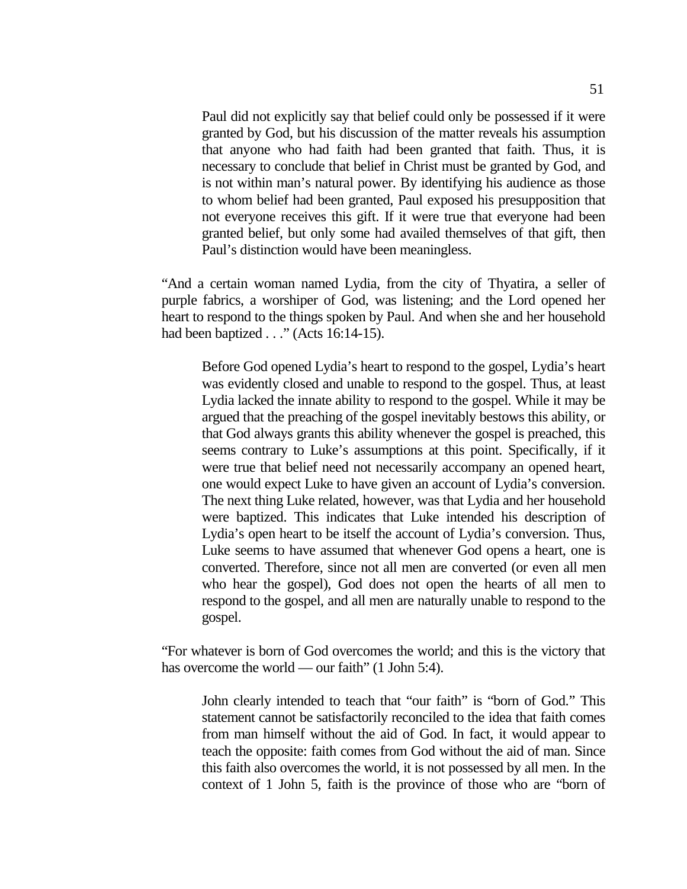> Paul did not explicitly say that belief could only be possessed if it were granted by God, but his discussion of the matter reveals his assumption that anyone who had faith had been granted that faith. Thus, it is necessary to conclude that belief in Christ must be granted by God, and is not within man's natural power. By identifying his audience as those to whom belief had been granted, Paul exposed his presupposition that not everyone receives this gift. If it were true that everyone had been granted belief, but only some had availed themselves of that gift, then Paul's distinction would have been meaningless.

"And a certain woman named Lydia, from the city of Thyatira, a seller of purple fabrics, a worshiper of God, was listening; and the Lord opened her heart to respond to the things spoken by Paul. And when she and her household had been baptized . . ." (Acts 16:14-15).

> Before God opened Lydia's heart to respond to the gospel, Lydia's heart was evidently closed and unable to respond to the gospel. Thus, at least Lydia lacked the innate ability to respond to the gospel. While it may be argued that the preaching of the gospel inevitably bestows this ability, or that God always grants this ability whenever the gospel is preached, this seems contrary to Luke's assumptions at this point. Specifically, if it were true that belief need not necessarily accompany an opened heart, one would expect Luke to have given an account of Lydia's conversion. The next thing Luke related, however, was that Lydia and her household were baptized. This indicates that Luke intended his description of Lydia's open heart to be itself the account of Lydia's conversion. Thus, Luke seems to have assumed that whenever God opens a heart, one is converted. Therefore, since not all men are converted (or even all men who hear the gospel), God does not open the hearts of all men to respond to the gospel, and all men are naturally unable to respond to the gospel.

"For whatever is born of God overcomes the world; and this is the victory that has overcome the world — our faith" (1 John 5:4).

> John clearly intended to teach that "our faith" is "born of God." This statement cannot be satisfactorily reconciled to the idea that faith comes from man himself without the aid of God. In fact, it would appear to teach the opposite: faith comes from God without the aid of man. Since this faith also overcomes the world, it is not possessed by all men. In the context of 1 John 5, faith is the province of those who are "born of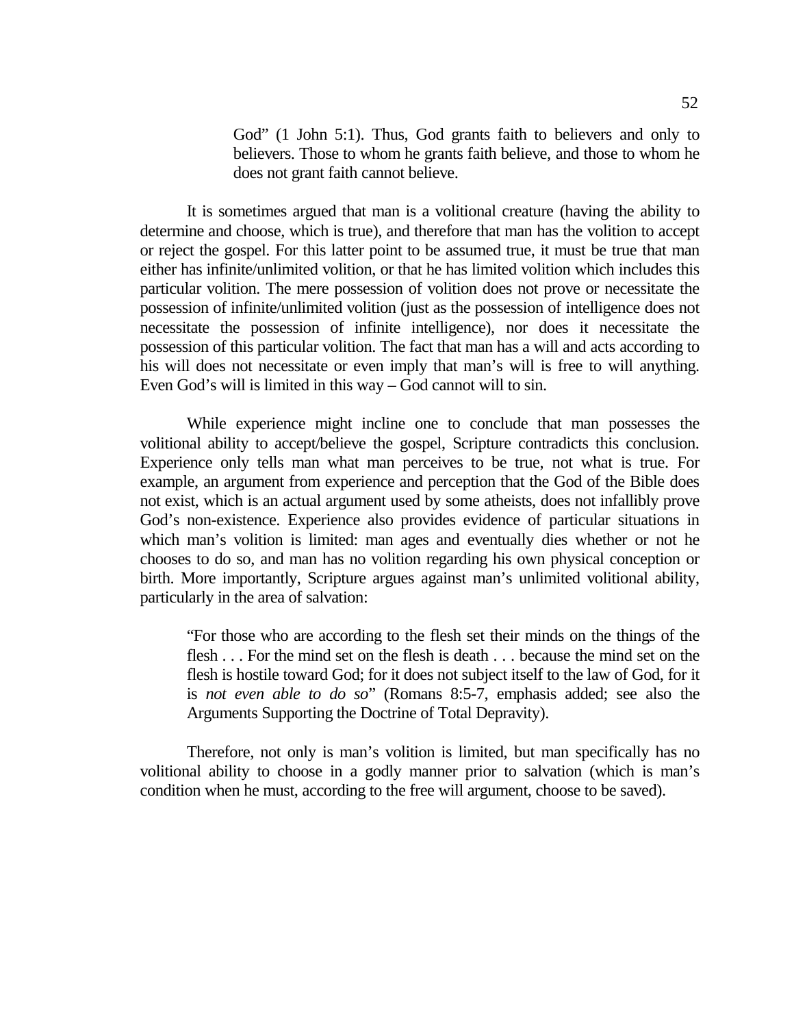> God" (1 John 5:1). Thus, God grants faith to believers and only to believers. Those to whom he grants faith believe, and those to whom he does not grant faith cannot believe.

It is sometimes argued that man is a volitional creature (having the ability to determine and choose, which is true), and therefore that man has the volition to accept or reject the gospel. For this latter point to be assumed true, it must be true that man either has infinite/unlimited volition, or that he has limited volition which includes this particular volition. The mere possession of volition does not prove or necessitate the possession of infinite/unlimited volition (just as the possession of intelligence does not necessitate the possession of infinite intelligence), nor does it necessitate the possession of this particular volition. The fact that man has a will and acts according to his will does not necessitate or even imply that man's will is free to will anything. Even God's will is limited in this way – God cannot will to sin.

While experience might incline one to conclude that man possesses the volitional ability to accept/believe the gospel, Scripture contradicts this conclusion. Experience only tells man what man perceives to be true, not what is true. For example, an argument from experience and perception that the God of the Bible does not exist, which is an actual argument used by some atheists, does not infallibly prove God's non-existence. Experience also provides evidence of particular situations in which man's volition is limited: man ages and eventually dies whether or not he chooses to do so, and man has no volition regarding his own physical conception or birth. More importantly, Scripture argues against man's unlimited volitional ability, particularly in the area of salvation:

> "For those who are according to the flesh set their minds on the things of the flesh . . . For the mind set on the flesh is death . . . because the mind set on the flesh is hostile toward God; for it does not subject itself to the law of God, for it is *not even able to do so*" (Romans 8:5-7, emphasis added; see also the Arguments Supporting the Doctrine of Total Depravity).

Therefore, not only is man's volition is limited, but man specifically has no volitional ability to choose in a godly manner prior to salvation (which is man's condition when he must, according to the free will argument, choose to be saved).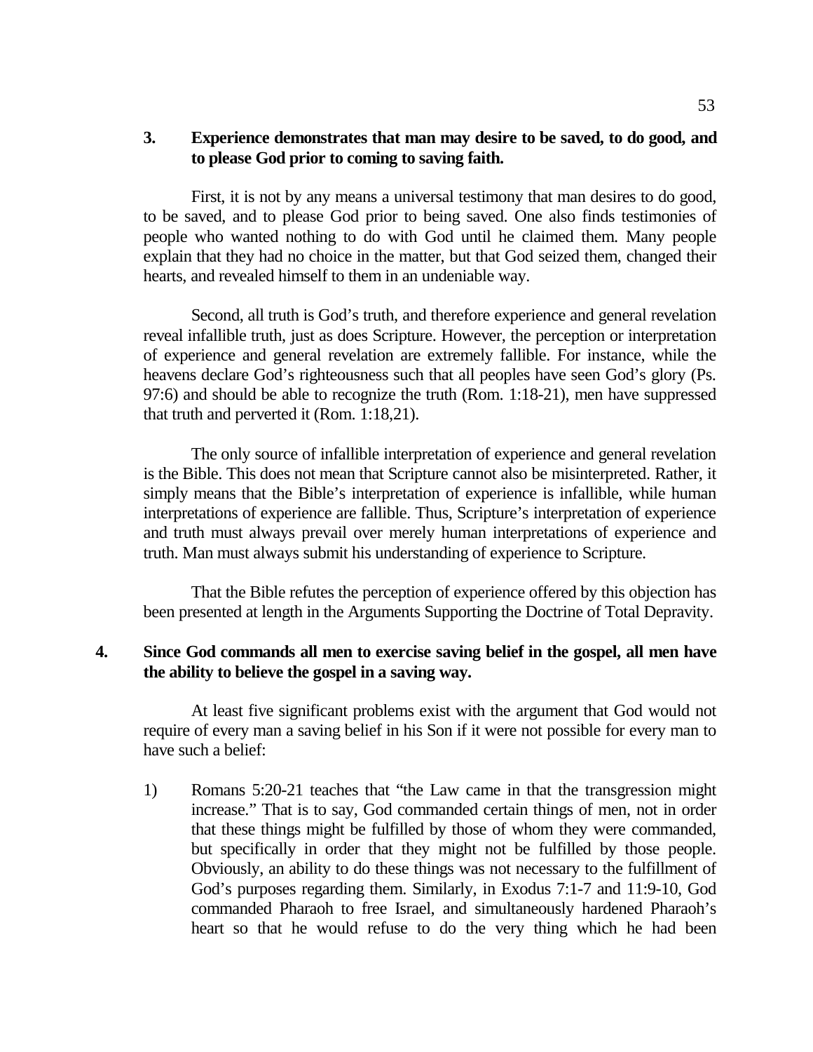**3. Experience demonstrates that man may desire to be saved, to do good, and to please God prior to coming to saving faith.**

First, it is not by any means a universal testimony that man desires to do good, to be saved, and to please God prior to being saved. One also finds testimonies of people who wanted nothing to do with God until he claimed them. Many people explain that they had no choice in the matter, but that God seized them, changed their hearts, and revealed himself to them in an undeniable way.

Second, all truth is God's truth, and therefore experience and general revelation reveal infallible truth, just as does Scripture. However, the perception or interpretation of experience and general revelation are extremely fallible. For instance, while the heavens declare God's righteousness such that all peoples have seen God's glory (Ps. 97:6) and should be able to recognize the truth (Rom. 1:18-21), men have suppressed that truth and perverted it (Rom. 1:18,21).

The only source of infallible interpretation of experience and general revelation is the Bible. This does not mean that Scripture cannot also be misinterpreted. Rather, it simply means that the Bible's interpretation of experience is infallible, while human interpretations of experience are fallible. Thus, Scripture's interpretation of experience and truth must always prevail over merely human interpretations of experience and truth. Man must always submit his understanding of experience to Scripture.

That the Bible refutes the perception of experience offered by this objection has been presented at length in the Arguments Supporting the Doctrine of Total Depravity.

**4. Since God commands all men to exercise saving belief in the gospel, all men have the ability to believe the gospel in a saving way.**

At least five significant problems exist with the argument that God would not require of every man a saving belief in his Son if it were not possible for every man to have such a belief:

1) Romans 5:20-21 teaches that "the Law came in that the transgression might increase." That is to say, God commanded certain things of men, not in order that these things might be fulfilled by those of whom they were commanded, but specifically in order that they might not be fulfilled by those people. Obviously, an ability to do these things was not necessary to the fulfillment of God's purposes regarding them. Similarly, in Exodus 7:1-7 and 11:9-10, God commanded Pharaoh to free Israel, and simultaneously hardened Pharaoh's heart so that he would refuse to do the very thing which he had been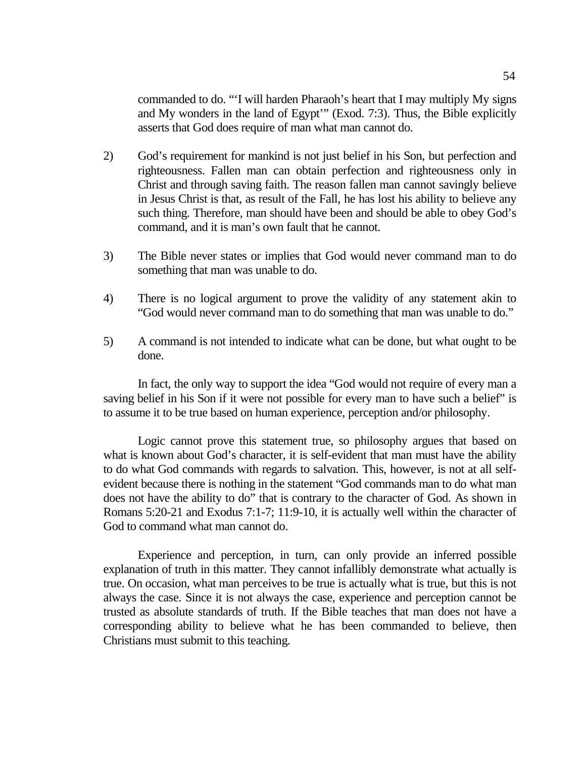commanded to do. "'I will harden Pharaoh's heart that I may multiply My signs and My wonders in the land of Egypt'" (Exod. 7:3). Thus, the Bible explicitly asserts that God does require of man what man cannot do.

2) God's requirement for mankind is not just belief in his Son, but perfection and righteousness. Fallen man can obtain perfection and righteousness only in Christ and through saving faith. The reason fallen man cannot savingly believe in Jesus Christ is that, as result of the Fall, he has lost his ability to believe any such thing. Therefore, man should have been and should be able to obey God's command, and it is man's own fault that he cannot.

3) The Bible never states or implies that God would never command man to do something that man was unable to do.

4) There is no logical argument to prove the validity of any statement akin to "God would never command man to do something that man was unable to do."

5) A command is not intended to indicate what can be done, but what ought to be done.

In fact, the only way to support the idea "God would not require of every man a saving belief in his Son if it were not possible for every man to have such a belief" is to assume it to be true based on human experience, perception and/or philosophy.

Logic cannot prove this statement true, so philosophy argues that based on what is known about God's character, it is self-evident that man must have the ability to do what God commands with regards to salvation. This, however, is not at all self-evident because there is nothing in the statement "God commands man to do what man does not have the ability to do" that is contrary to the character of God. As shown in Romans 5:20-21 and Exodus 7:1-7; 11:9-10, it is actually well within the character of God to command what man cannot do.

Experience and perception, in turn, can only provide an inferred possible explanation of truth in this matter. They cannot infallibly demonstrate what actually is true. On occasion, what man perceives to be true is actually what is true, but this is not always the case. Since it is not always the case, experience and perception cannot be trusted as absolute standards of truth. If the Bible teaches that man does not have a corresponding ability to believe what he has been commanded to believe, then Christians must submit to this teaching.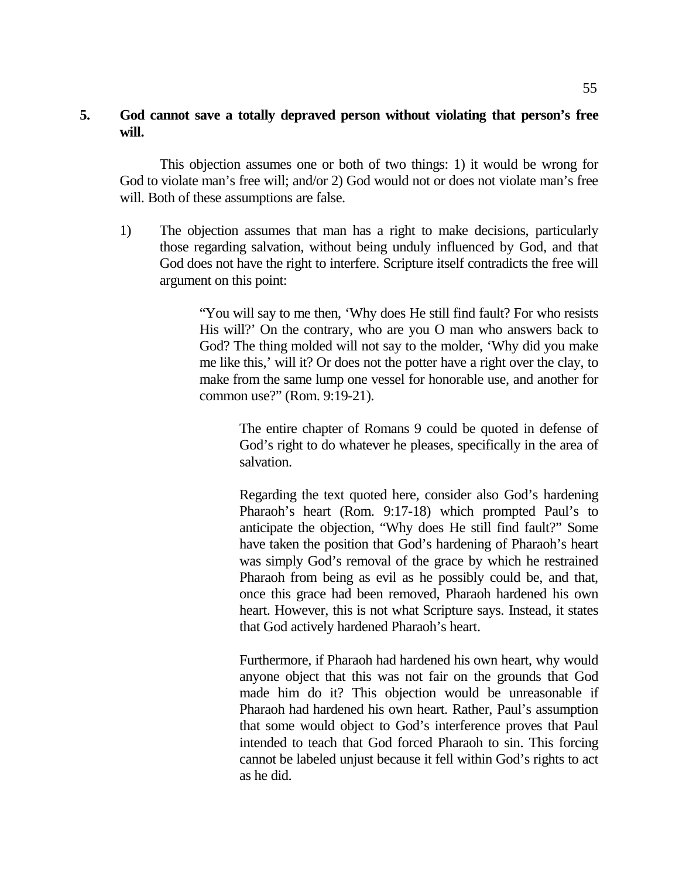**5. God cannot save a totally depraved person without violating that person's free will.**

This objection assumes one or both of two things: 1) it would be wrong for God to violate man's free will; and/or 2) God would not or does not violate man's free will. Both of these assumptions are false.

1) The objection assumes that man has a right to make decisions, particularly those regarding salvation, without being unduly influenced by God, and that God does not have the right to interfere. Scripture itself contradicts the free will argument on this point:

> "You will say to me then, 'Why does He still find fault? For who resists His will?' On the contrary, who are you O man who answers back to God? The thing molded will not say to the molder, 'Why did you make me like this,' will it? Or does not the potter have a right over the clay, to make from the same lump one vessel for honorable use, and another for common use?" (Rom. 9:19-21).

The entire chapter of Romans 9 could be quoted in defense of God's right to do whatever he pleases, specifically in the area of salvation.

Regarding the text quoted here, consider also God's hardening Pharaoh's heart (Rom. 9:17-18) which prompted Paul's to anticipate the objection, "Why does He still find fault?" Some have taken the position that God's hardening of Pharaoh's heart was simply God's removal of the grace by which he restrained Pharaoh from being as evil as he possibly could be, and that, once this grace had been removed, Pharaoh hardened his own heart. However, this is not what Scripture says. Instead, it states that God actively hardened Pharaoh's heart.

Furthermore, if Pharaoh had hardened his own heart, why would anyone object that this was not fair on the grounds that God made him do it? This objection would be unreasonable if Pharaoh had hardened his own heart. Rather, Paul's assumption that some would object to God's interference proves that Paul intended to teach that God forced Pharaoh to sin. This forcing cannot be labeled unjust because it fell within God's rights to act as he did.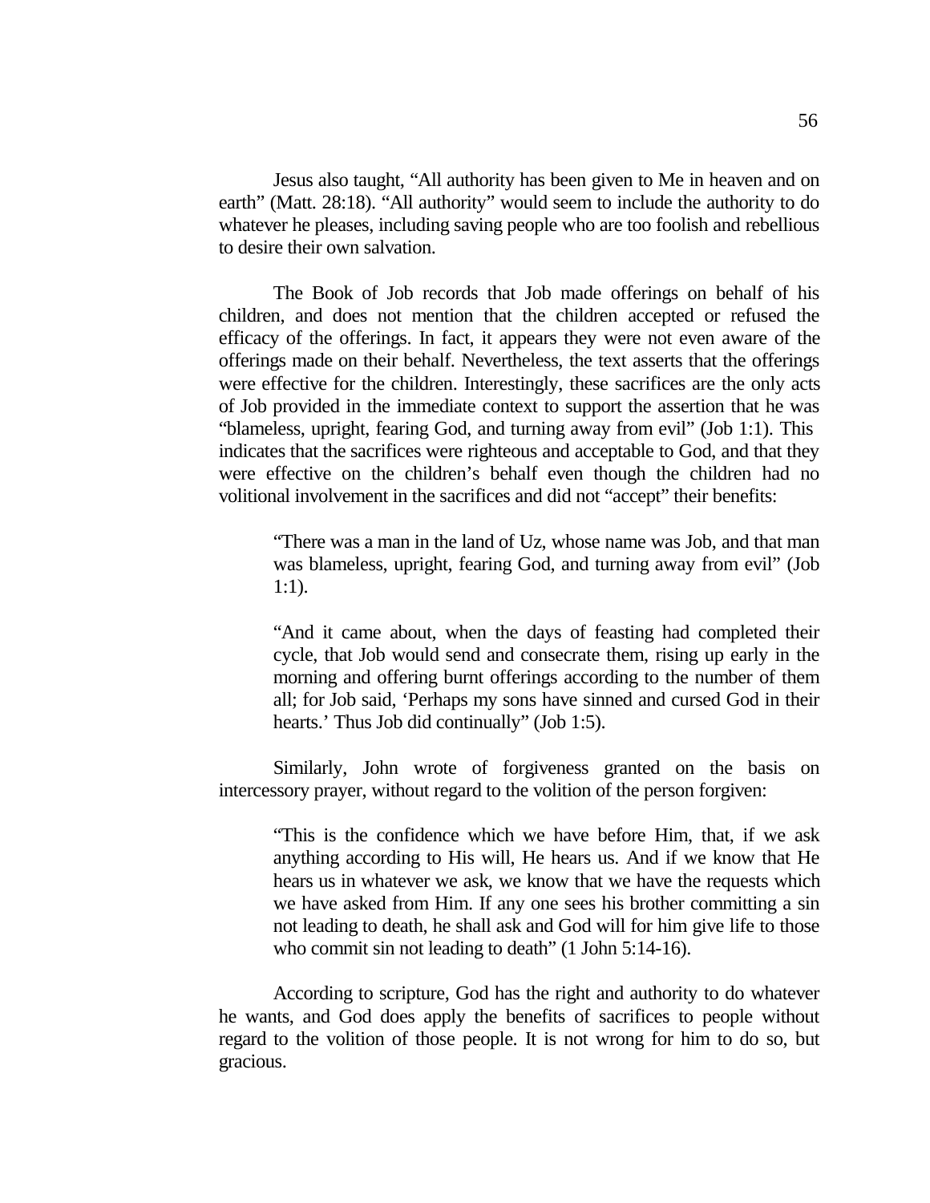Jesus also taught, “All authority has been given to Me in heaven and on earth” (Matt. 28:18). “All authority” would seem to include the authority to do whatever he pleases, including saving people who are too foolish and rebellious to desire their own salvation.

The Book of Job records that Job made offerings on behalf of his children, and does not mention that the children accepted or refused the efficacy of the offerings. In fact, it appears they were not even aware of the offerings made on their behalf. Nevertheless, the text asserts that the offerings were effective for the children. Interestingly, these sacrifices are the only acts of Job provided in the immediate context to support the assertion that he was “blameless, upright, fearing God, and turning away from evil” (Job 1:1). This indicates that the sacrifices were righteous and acceptable to God, and that they were effective on the children’s behalf even though the children had no volitional involvement in the sacrifices and did not “accept” their benefits:

> “There was a man in the land of Uz, whose name was Job, and that man was blameless, upright, fearing God, and turning away from evil” (Job 1:1).
>
> “And it came about, when the days of feasting had completed their cycle, that Job would send and consecrate them, rising up early in the morning and offering burnt offerings according to the number of them all; for Job said, ‘Perhaps my sons have sinned and cursed God in their hearts.’ Thus Job did continually” (Job 1:5).

Similarly, John wrote of forgiveness granted on the basis on intercessory prayer, without regard to the volition of the person forgiven:

> “This is the confidence which we have before Him, that, if we ask anything according to His will, He hears us. And if we know that He hears us in whatever we ask, we know that we have the requests which we have asked from Him. If any one sees his brother committing a sin not leading to death, he shall ask and God will for him give life to those who commit sin not leading to death” (1 John 5:14-16).

According to scripture, God has the right and authority to do whatever he wants, and God does apply the benefits of sacrifices to people without regard to the volition of those people. It is not wrong for him to do so, but gracious.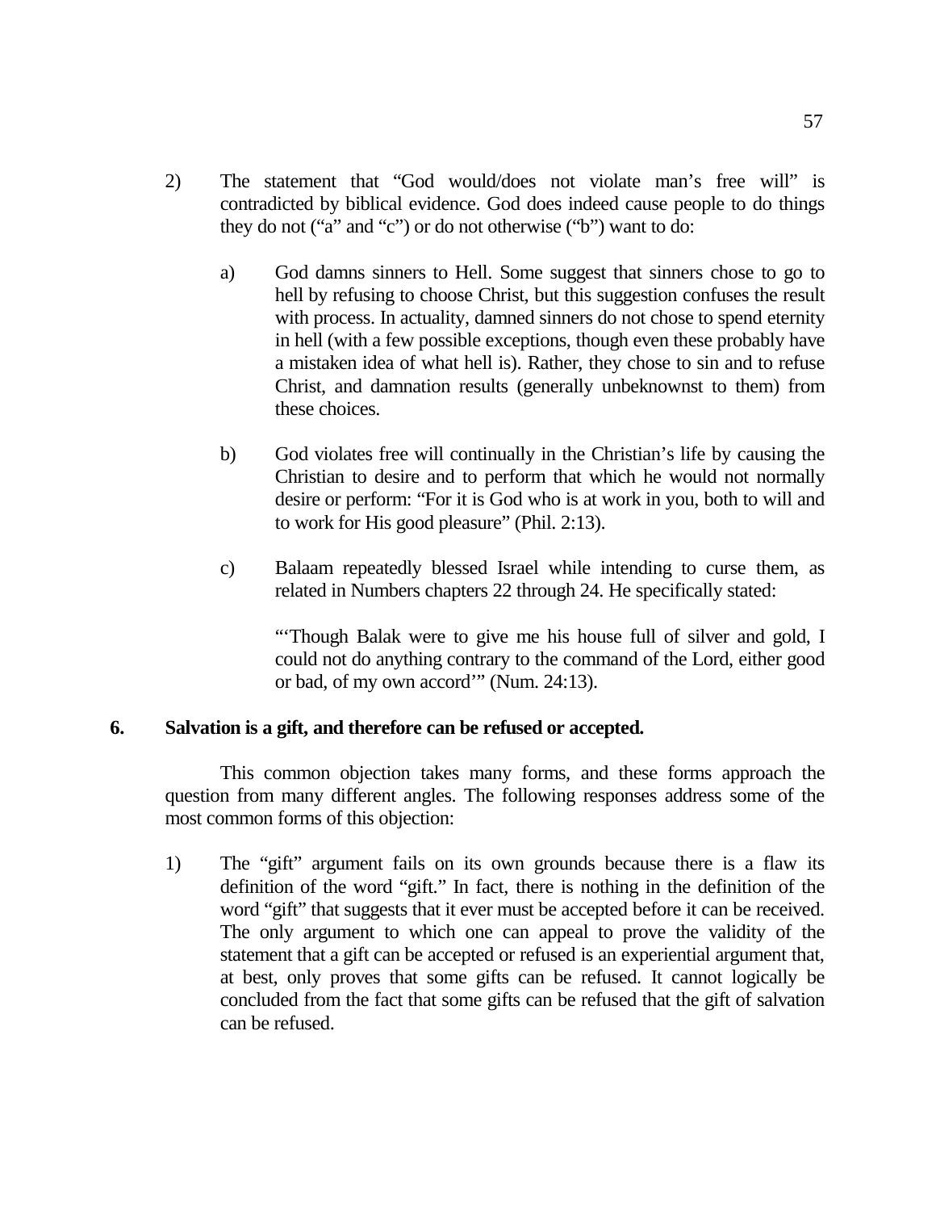2) The statement that "God would/does not violate man's free will" is contradicted by biblical evidence. God does indeed cause people to do things they do not ("a" and "c") or do not otherwise ("b") want to do:

   a) God damns sinners to Hell. Some suggest that sinners chose to go to hell by refusing to choose Christ, but this suggestion confuses the result with process. In actuality, damned sinners do not chose to spend eternity in hell (with a few possible exceptions, though even these probably have a mistaken idea of what hell is). Rather, they chose to sin and to refuse Christ, and damnation results (generally unbeknownst to them) from these choices.

   b) God violates free will continually in the Christian's life by causing the Christian to desire and to perform that which he would not normally desire or perform: "For it is God who is at work in you, both to will and to work for His good pleasure" (Phil. 2:13).

   c) Balaam repeatedly blessed Israel while intending to curse them, as related in Numbers chapters 22 through 24. He specifically stated:

      "'Though Balak were to give me his house full of silver and gold, I could not do anything contrary to the command of the Lord, either good or bad, of my own accord'" (Num. 24:13).

**6. Salvation is a gift, and therefore can be refused or accepted.**

This common objection takes many forms, and these forms approach the question from many different angles. The following responses address some of the most common forms of this objection:

1) The "gift" argument fails on its own grounds because there is a flaw its definition of the word "gift." In fact, there is nothing in the definition of the word "gift" that suggests that it ever must be accepted before it can be received. The only argument to which one can appeal to prove the validity of the statement that a gift can be accepted or refused is an experiential argument that, at best, only proves that some gifts can be refused. It cannot logically be concluded from the fact that some gifts can be refused that the gift of salvation can be refused.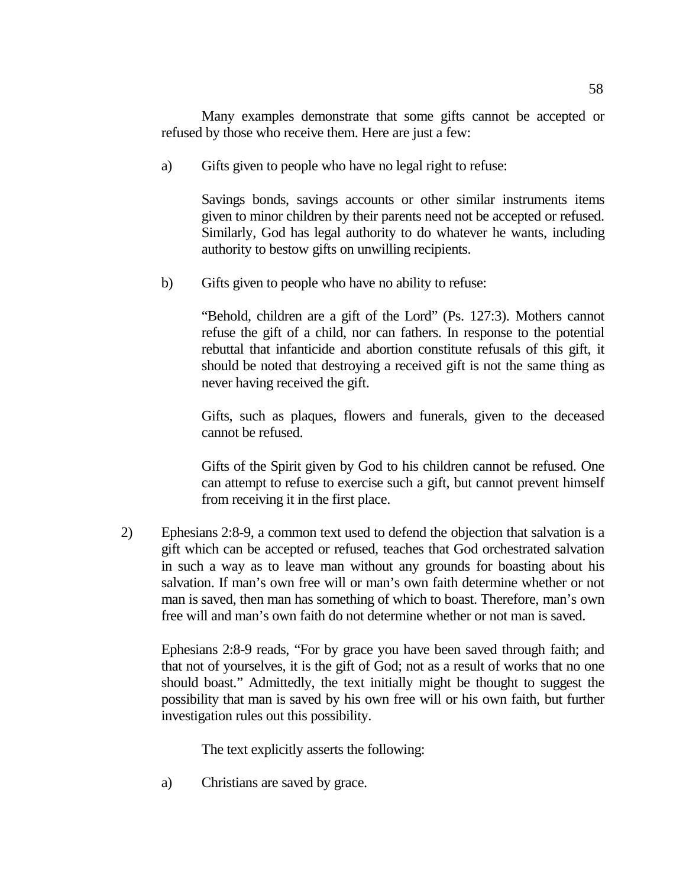Many examples demonstrate that some gifts cannot be accepted or refused by those who receive them. Here are just a few:

a) Gifts given to people who have no legal right to refuse:

Savings bonds, savings accounts or other similar instruments items given to minor children by their parents need not be accepted or refused. Similarly, God has legal authority to do whatever he wants, including authority to bestow gifts on unwilling recipients.

b) Gifts given to people who have no ability to refuse:

"Behold, children are a gift of the Lord" (Ps. 127:3). Mothers cannot refuse the gift of a child, nor can fathers. In response to the potential rebuttal that infanticide and abortion constitute refusals of this gift, it should be noted that destroying a received gift is not the same thing as never having received the gift.

Gifts, such as plaques, flowers and funerals, given to the deceased cannot be refused.

Gifts of the Spirit given by God to his children cannot be refused. One can attempt to refuse to exercise such a gift, but cannot prevent himself from receiving it in the first place.

2) Ephesians 2:8-9, a common text used to defend the objection that salvation is a gift which can be accepted or refused, teaches that God orchestrated salvation in such a way as to leave man without any grounds for boasting about his salvation. If man's own free will or man's own faith determine whether or not man is saved, then man has something of which to boast. Therefore, man's own free will and man's own faith do not determine whether or not man is saved.

Ephesians 2:8-9 reads, "For by grace you have been saved through faith; and that not of yourselves, it is the gift of God; not as a result of works that no one should boast." Admittedly, the text initially might be thought to suggest the possibility that man is saved by his own free will or his own faith, but further investigation rules out this possibility.

The text explicitly asserts the following:

a) Christians are saved by grace.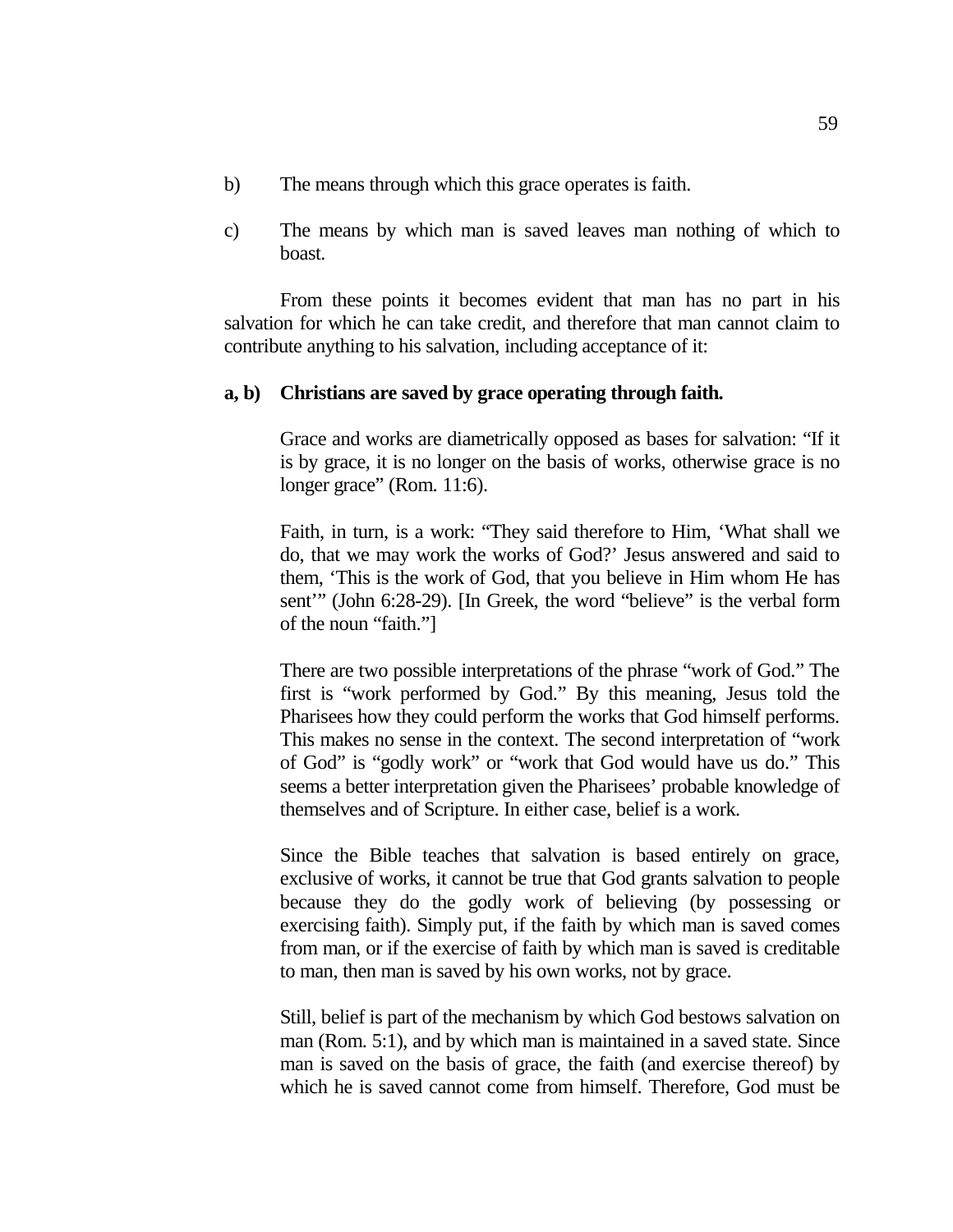b) The means through which this grace operates is faith.

c) The means by which man is saved leaves man nothing of which to boast.

From these points it becomes evident that man has no part in his salvation for which he can take credit, and therefore that man cannot claim to contribute anything to his salvation, including acceptance of it:

**a, b) Christians are saved by grace operating through faith.**

Grace and works are diametrically opposed as bases for salvation: “If it is by grace, it is no longer on the basis of works, otherwise grace is no longer grace” (Rom. 11:6).

Faith, in turn, is a work: “They said therefore to Him, ‘What shall we do, that we may work the works of God?’ Jesus answered and said to them, ‘This is the work of God, that you believe in Him whom He has sent’” (John 6:28-29). [In Greek, the word “believe” is the verbal form of the noun “faith.”]

There are two possible interpretations of the phrase “work of God.” The first is “work performed by God.” By this meaning, Jesus told the Pharisees how they could perform the works that God himself performs. This makes no sense in the context. The second interpretation of “work of God” is “godly work” or “work that God would have us do.” This seems a better interpretation given the Pharisees’ probable knowledge of themselves and of Scripture. In either case, belief is a work.

Since the Bible teaches that salvation is based entirely on grace, exclusive of works, it cannot be true that God grants salvation to people because they do the godly work of believing (by possessing or exercising faith). Simply put, if the faith by which man is saved comes from man, or if the exercise of faith by which man is saved is creditable to man, then man is saved by his own works, not by grace.

Still, belief is part of the mechanism by which God bestows salvation on man (Rom. 5:1), and by which man is maintained in a saved state. Since man is saved on the basis of grace, the faith (and exercise thereof) by which he is saved cannot come from himself. Therefore, God must be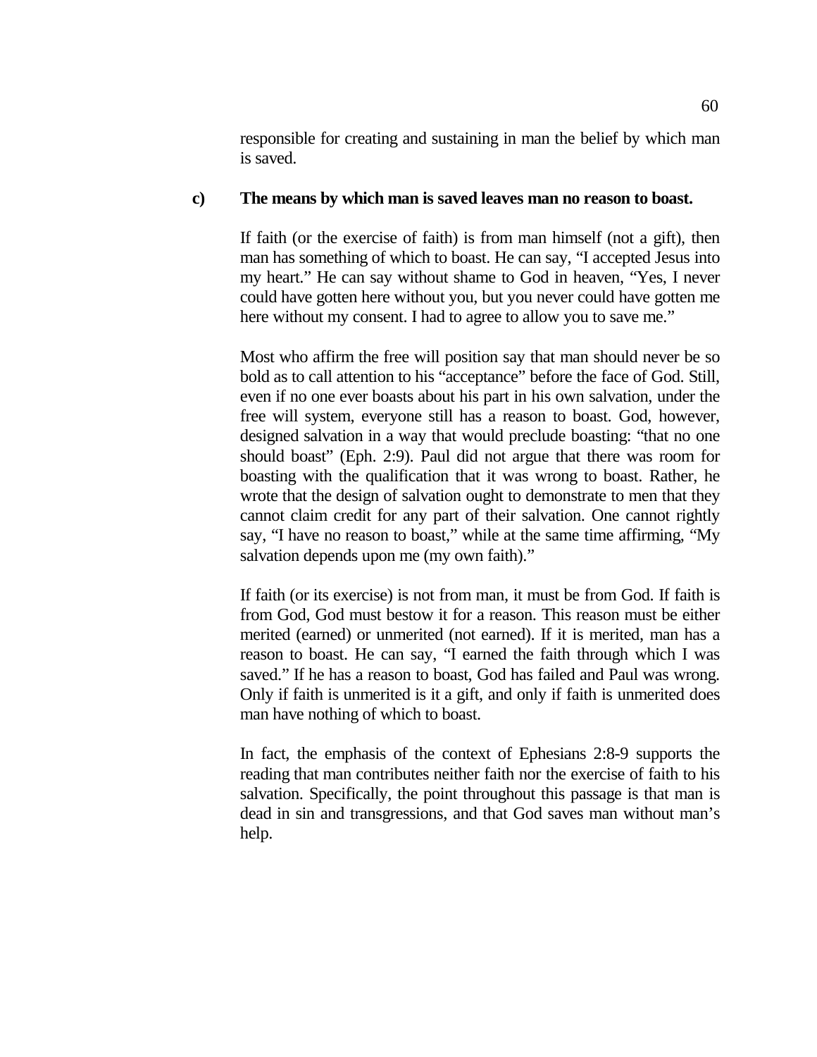responsible for creating and sustaining in man the belief by which man is saved.

**c) The means by which man is saved leaves man no reason to boast.**

If faith (or the exercise of faith) is from man himself (not a gift), then man has something of which to boast. He can say, "I accepted Jesus into my heart." He can say without shame to God in heaven, "Yes, I never could have gotten here without you, but you never could have gotten me here without my consent. I had to agree to allow you to save me."

Most who affirm the free will position say that man should never be so bold as to call attention to his "acceptance" before the face of God. Still, even if no one ever boasts about his part in his own salvation, under the free will system, everyone still has a reason to boast. God, however, designed salvation in a way that would preclude boasting: "that no one should boast" (Eph. 2:9). Paul did not argue that there was room for boasting with the qualification that it was wrong to boast. Rather, he wrote that the design of salvation ought to demonstrate to men that they cannot claim credit for any part of their salvation. One cannot rightly say, "I have no reason to boast," while at the same time affirming, "My salvation depends upon me (my own faith)."

If faith (or its exercise) is not from man, it must be from God. If faith is from God, God must bestow it for a reason. This reason must be either merited (earned) or unmerited (not earned). If it is merited, man has a reason to boast. He can say, "I earned the faith through which I was saved." If he has a reason to boast, God has failed and Paul was wrong. Only if faith is unmerited is it a gift, and only if faith is unmerited does man have nothing of which to boast.

In fact, the emphasis of the context of Ephesians 2:8-9 supports the reading that man contributes neither faith nor the exercise of faith to his salvation. Specifically, the point throughout this passage is that man is dead in sin and transgressions, and that God saves man without man's help.